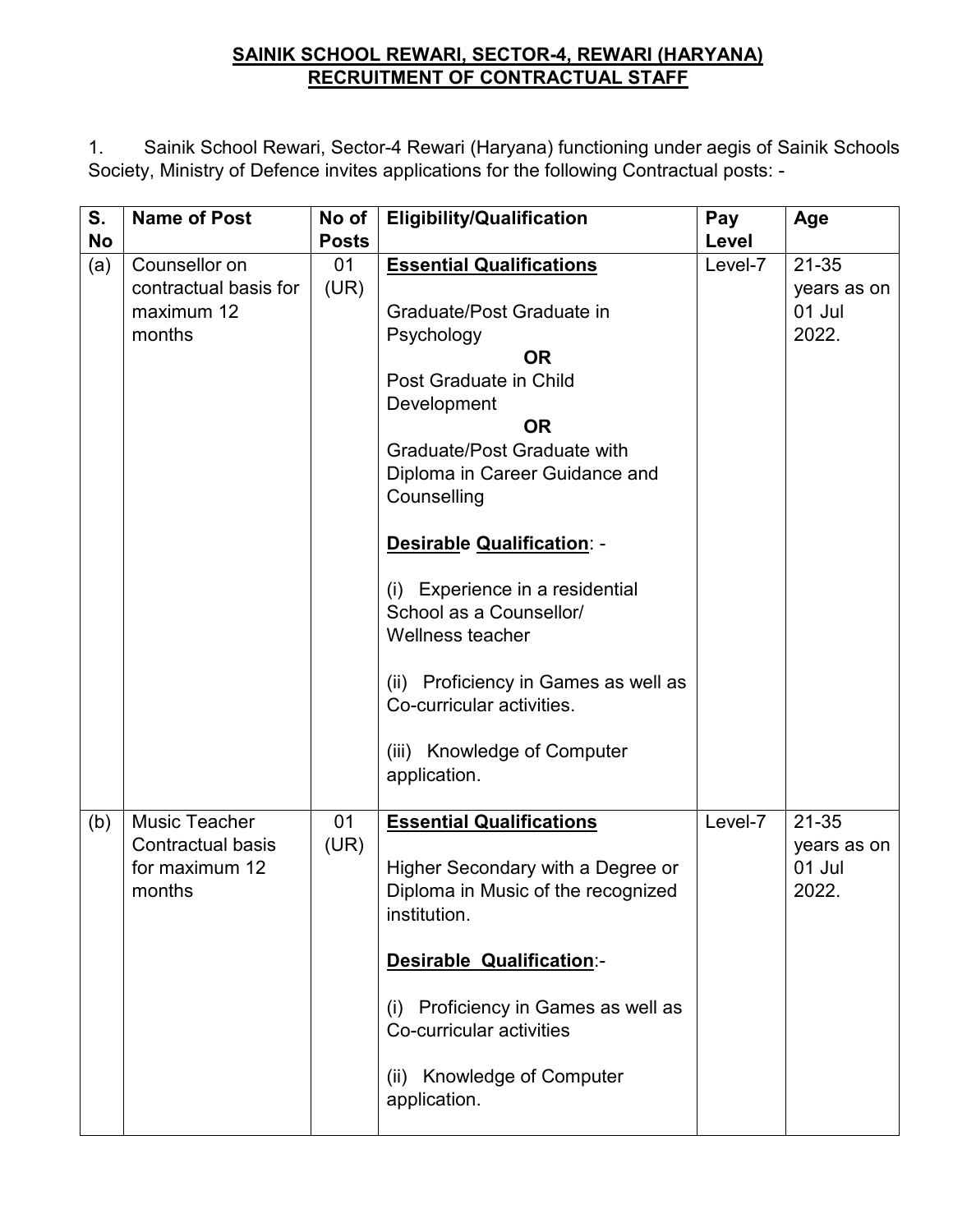**SAINIK SCHOOL REWARI, SECTOR-4, REWARI (HARYANA)**
**RECRUITMENT OF CONTRACTUAL STAFF**

1. Sainik School Rewari, Sector-4 Rewari (Haryana) functioning under aegis of Sainik Schools Society, Ministry of Defence invites applications for the following Contractual posts: -

| S. No | Name of Post | No of Posts | Eligibility/Qualification | Pay Level | Age |
|---|---|---|---|---|---|
| (a) | Counsellor on contractual basis for maximum 12 months | 01 (UR) | **Essential Qualifications**<br><br>Graduate/Post Graduate in Psychology<br>**OR**<br>Post Graduate in Child Development<br>**OR**<br>Graduate/Post Graduate with Diploma in Career Guidance and Counselling<br><br>**Desirable Qualification**: -<br><br>(i) Experience in a residential School as a Counsellor/ Wellness teacher<br><br>(ii) Proficiency in Games as well as Co-curricular activities.<br><br>(iii) Knowledge of Computer application. | Level-7 | 21-35 years as on 01 Jul 2022. |
| (b) | Music Teacher Contractual basis for maximum 12 months | 01 (UR) | **Essential Qualifications**<br><br>Higher Secondary with a Degree or Diploma in Music of the recognized institution.<br><br>**Desirable Qualification**:-<br><br>(i) Proficiency in Games as well as Co-curricular activities<br><br>(ii) Knowledge of Computer application. | Level-7 | 21-35 years as on 01 Jul 2022. |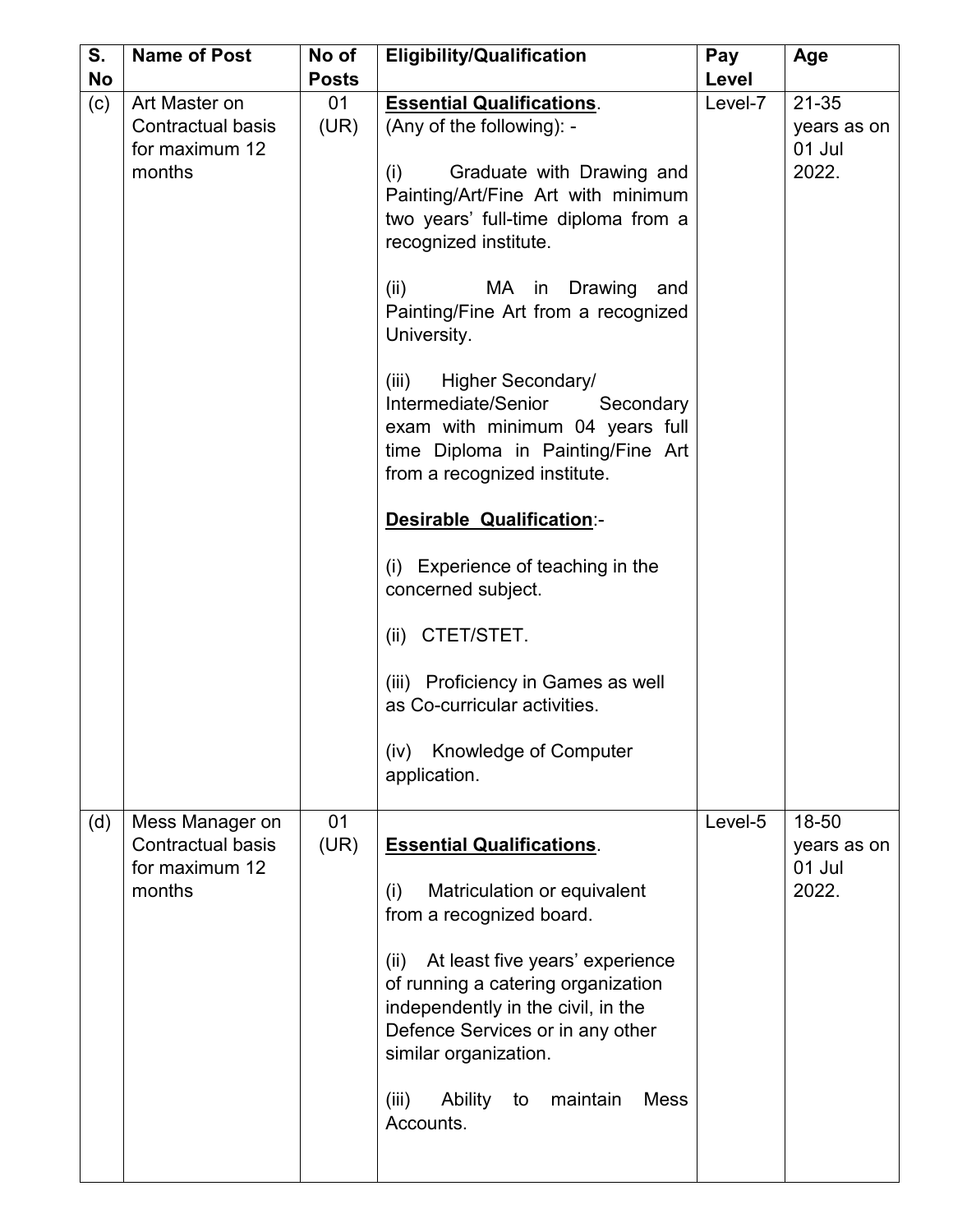| S. No | Name of Post | No of Posts | Eligibility/Qualification | Pay Level | Age |
|---|---|---|---|---|---|
| (c) | Art Master on Contractual basis for maximum 12 months | 01 (UR) | **Essential Qualifications**. (Any of the following): - <br><br> (i) Graduate with Drawing and Painting/Art/Fine Art with minimum two years' full-time diploma from a recognized institute. <br><br> (ii) MA in Drawing and Painting/Fine Art from a recognized University. <br><br> (iii) Higher Secondary/ Intermediate/Senior Secondary exam with minimum 04 years full time Diploma in Painting/Fine Art from a recognized institute. <br><br> **Desirable Qualification**:- <br><br> (i) Experience of teaching in the concerned subject. <br><br> (ii) CTET/STET. <br><br> (iii) Proficiency in Games as well as Co-curricular activities. <br><br> (iv) Knowledge of Computer application. | Level-7 | 21-35 years as on 01 Jul 2022. |
| (d) | Mess Manager on Contractual basis for maximum 12 months | 01 (UR) | **Essential Qualifications**. <br><br> (i) Matriculation or equivalent from a recognized board. <br><br> (ii) At least five years' experience of running a catering organization independently in the civil, in the Defence Services or in any other similar organization. <br><br> (iii) Ability to maintain Mess Accounts. | Level-5 | 18-50 years as on 01 Jul 2022. |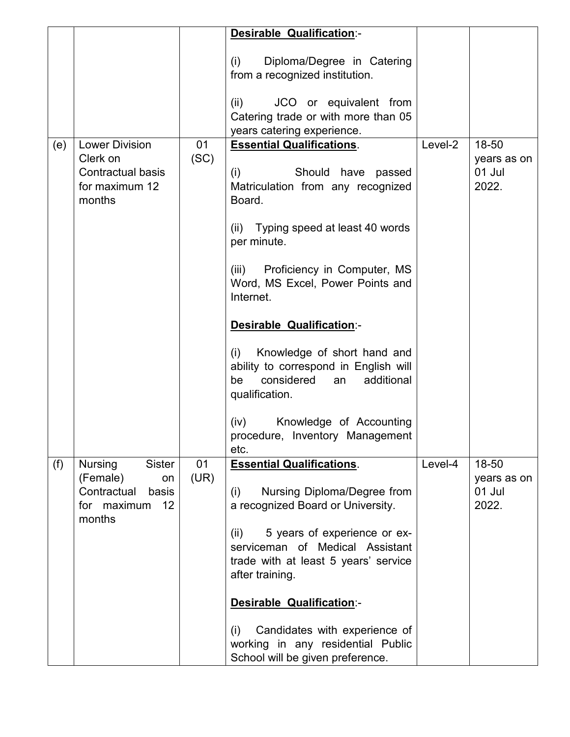| | | | | | |
|---|---|---|---|---|---|
| | | | **Desirable Qualification**:-<br><br>(i) Diploma/Degree in Catering from a recognized institution.<br><br>(ii) JCO or equivalent from Catering trade or with more than 05 years catering experience. | | |
| (e) | Lower Division Clerk on Contractual basis for maximum 12 months | 01 (SC) | **Essential Qualifications**.<br><br>(i) Should have passed Matriculation from any recognized Board.<br><br>(ii) Typing speed at least 40 words per minute.<br><br>(iii) Proficiency in Computer, MS Word, MS Excel, Power Points and Internet.<br><br>**Desirable Qualification**:-<br><br>(i) Knowledge of short hand and ability to correspond in English will be considered an additional qualification.<br><br>(iv) Knowledge of Accounting procedure, Inventory Management etc. | Level-2 | 18-50 years as on 01 Jul 2022. |
| (f) | Nursing Sister (Female) on Contractual basis for maximum 12 months | 01 (UR) | **Essential Qualifications**.<br><br>(i) Nursing Diploma/Degree from a recognized Board or University.<br><br>(ii) 5 years of experience or ex-serviceman of Medical Assistant trade with at least 5 years' service after training.<br><br>**Desirable Qualification**:-<br><br>(i) Candidates with experience of working in any residential Public School will be given preference. | Level-4 | 18-50 years as on 01 Jul 2022. |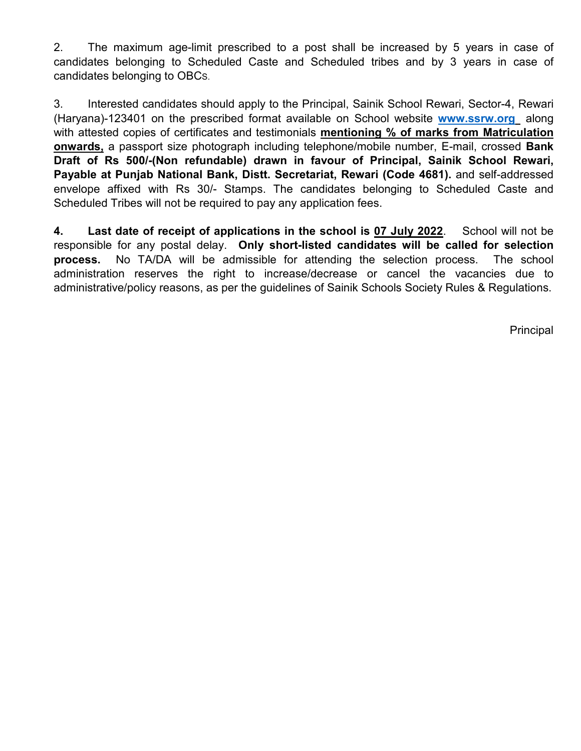2. The maximum age-limit prescribed to a post shall be increased by 5 years in case of candidates belonging to Scheduled Caste and Scheduled tribes and by 3 years in case of candidates belonging to OBCs.

3. Interested candidates should apply to the Principal, Sainik School Rewari, Sector-4, Rewari (Haryana)-123401 on the prescribed format available on School website **www.ssrw.org** along with attested copies of certificates and testimonials **mentioning % of marks from Matriculation onwards,** a passport size photograph including telephone/mobile number, E-mail, crossed **Bank Draft of Rs 500/-(Non refundable) drawn in favour of Principal, Sainik School Rewari, Payable at Punjab National Bank, Distt. Secretariat, Rewari (Code 4681).** and self-addressed envelope affixed with Rs 30/- Stamps. The candidates belonging to Scheduled Caste and Scheduled Tribes will not be required to pay any application fees.

**4. Last date of receipt of applications in the school is 07 July 2022**. School will not be responsible for any postal delay. **Only short-listed candidates will be called for selection process.** No TA/DA will be admissible for attending the selection process. The school administration reserves the right to increase/decrease or cancel the vacancies due to administrative/policy reasons, as per the guidelines of Sainik Schools Society Rules & Regulations.

Principal